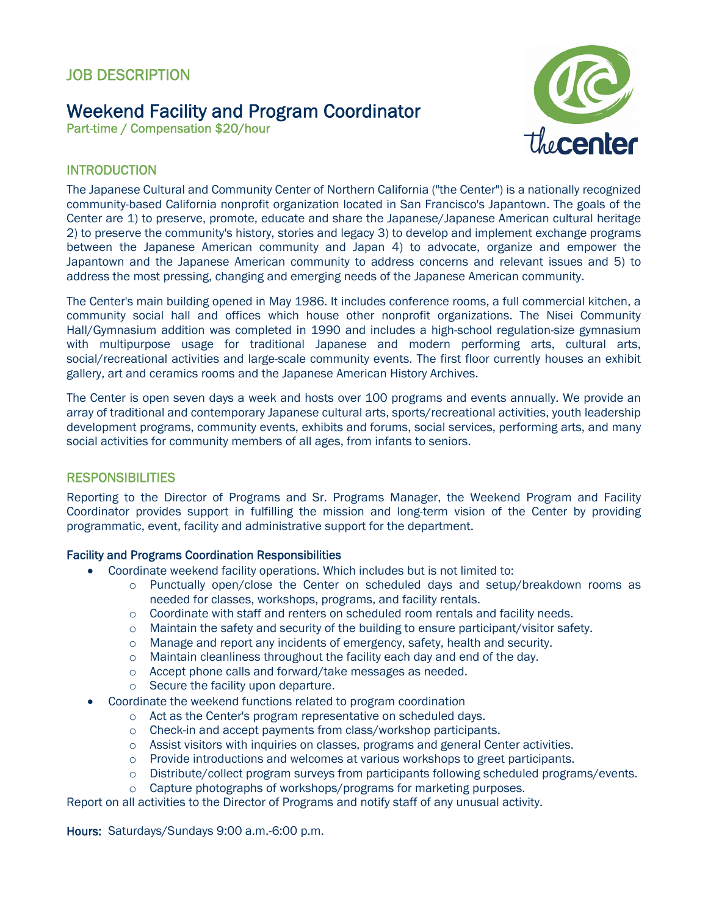# JOB DESCRIPTION

## Weekend Facility and Program Coordinator

Part-time / Compensation $20/hour

### INTRODUCTION

The Japanese Cultural and Community Center of Northern California ("the Center") is a nationally recognized community-based California nonprofit organization located in San Francisco's Japantown. The goals of the Center are 1) to preserve, promote, educate and share the Japanese/Japanese American cultural heritage 2) to preserve the community's history, stories and legacy 3) to develop and implement exchange programs between the Japanese American community and Japan 4) to advocate, organize and empower the Japantown and the Japanese American community to address concerns and relevant issues and 5) to address the most pressing, changing and emerging needs of the Japanese American community.

The Center's main building opened in May 1986. It includes conference rooms, a full commercial kitchen, a community social hall and offices which house other nonprofit organizations. The Nisei Community Hall/Gymnasium addition was completed in 1990 and includes a high-school regulation-size gymnasium with multipurpose usage for traditional Japanese and modern performing arts, cultural arts, social/recreational activities and large-scale community events. The first floor currently houses an exhibit gallery, art and ceramics rooms and the Japanese American History Archives.

The Center is open seven days a week and hosts over 100 programs and events annually. We provide an array of traditional and contemporary Japanese cultural arts, sports/recreational activities, youth leadership development programs, community events, exhibits and forums, social services, performing arts, and many social activities for community members of all ages, from infants to seniors.

### RESPONSIBILITIES

Reporting to the Director of Programs and Sr. Programs Manager, the Weekend Program and Facility Coordinator provides support in fulfilling the mission and long-term vision of the Center by providing programmatic, event, facility and administrative support for the department.

#### Facility and Programs Coordination Responsibilities

- Coordinate weekend facility operations. Which includes but is not limited to:
    - Punctually open/close the Center on scheduled days and setup/breakdown rooms as needed for classes, workshops, programs, and facility rentals.
    - Coordinate with staff and renters on scheduled room rentals and facility needs.
    - Maintain the safety and security of the building to ensure participant/visitor safety.
    - Manage and report any incidents of emergency, safety, health and security.
    - Maintain cleanliness throughout the facility each day and end of the day.
    - Accept phone calls and forward/take messages as needed.
    - Secure the facility upon departure.
- Coordinate the weekend functions related to program coordination
    - Act as the Center's program representative on scheduled days.
    - Check-in and accept payments from class/workshop participants.
    - Assist visitors with inquiries on classes, programs and general Center activities.
    - Provide introductions and welcomes at various workshops to greet participants.
    - Distribute/collect program surveys from participants following scheduled programs/events.
    - Capture photographs of workshops/programs for marketing purposes.

Report on all activities to the Director of Programs and notify staff of any unusual activity.

**Hours:** Saturdays/Sundays 9:00 a.m.-6:00 p.m.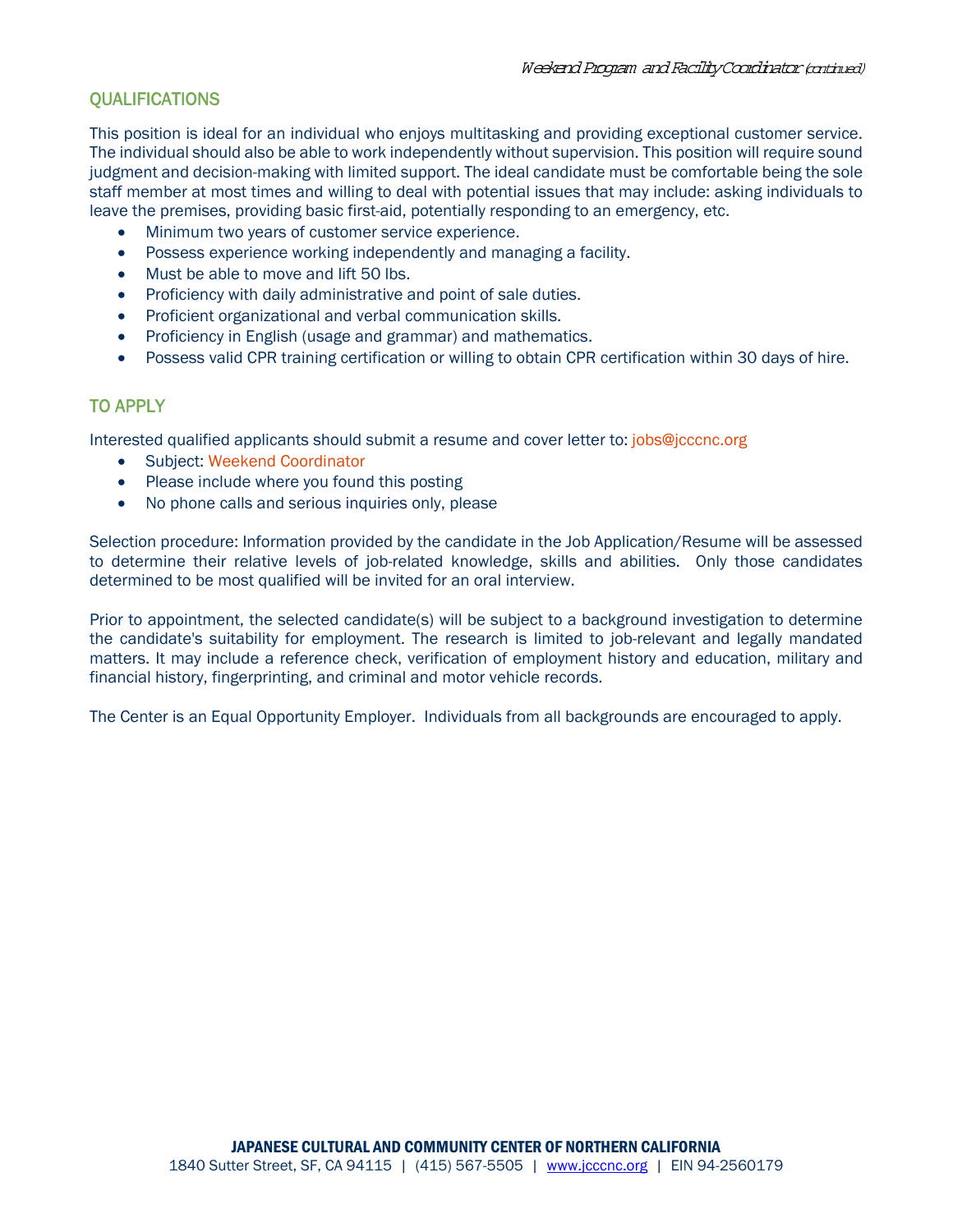## QUALIFICATIONS

This position is ideal for an individual who enjoys multitasking and providing exceptional customer service. The individual should also be able to work independently without supervision. This position will require sound judgment and decision-making with limited support. The ideal candidate must be comfortable being the sole staff member at most times and willing to deal with potential issues that may include: asking individuals to leave the premises, providing basic first-aid, potentially responding to an emergency, etc.

- Minimum two years of customer service experience.
- Possess experience working independently and managing a facility.
- Must be able to move and lift 50 lbs.
- Proficiency with daily administrative and point of sale duties.
- Proficient organizational and verbal communication skills.
- Proficiency in English (usage and grammar) and mathematics.
- Possess valid CPR training certification or willing to obtain CPR certification within 30 days of hire.

## TO APPLY

Interested qualified applicants should submit a resume and cover letter to: jobs@jcccnc.org

- Subject: Weekend Coordinator
- Please include where you found this posting
- No phone calls and serious inquiries only, please

Selection procedure: Information provided by the candidate in the Job Application/Resume will be assessed to determine their relative levels of job-related knowledge, skills and abilities. Only those candidates determined to be most qualified will be invited for an oral interview.

Prior to appointment, the selected candidate(s) will be subject to a background investigation to determine the candidate's suitability for employment. The research is limited to job-relevant and legally mandated matters. It may include a reference check, verification of employment history and education, military and financial history, fingerprinting, and criminal and motor vehicle records.

The Center is an Equal Opportunity Employer. Individuals from all backgrounds are encouraged to apply.